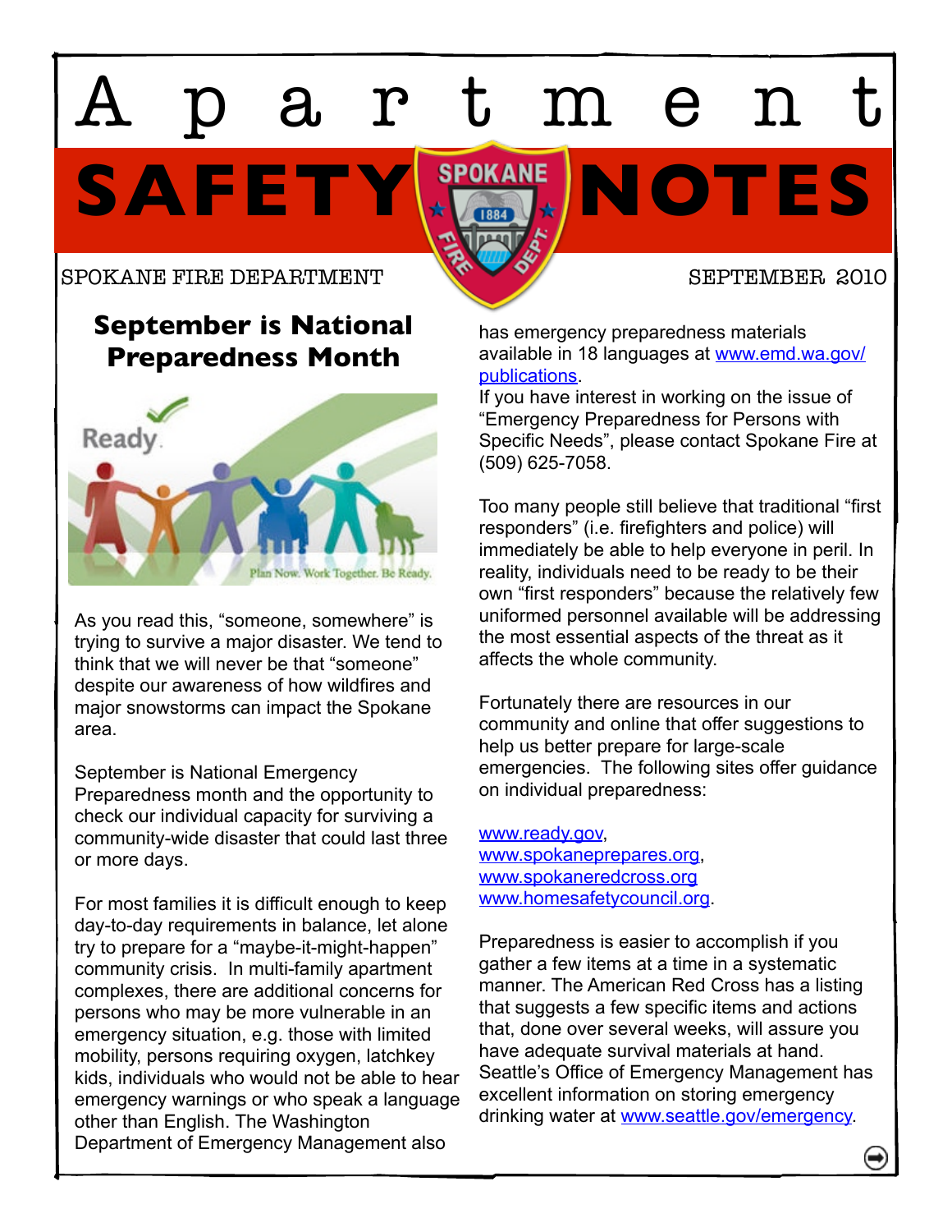# Apartment SAFETY NOTES

SPOKANE FIRE DEPARTMENT

SEPTEMBER 2010

## September is National Preparedness Month

As you read this, “someone, somewhere” is trying to survive a major disaster. We tend to think that we will never be that “someone” despite our awareness of how wildfires and major snowstorms can impact the Spokane area.

September is National Emergency Preparedness month and the opportunity to check our individual capacity for surviving a community-wide disaster that could last three or more days.

For most families it is difficult enough to keep day-to-day requirements in balance, let alone try to prepare for a “maybe-it-might-happen” community crisis. In multi-family apartment complexes, there are additional concerns for persons who may be more vulnerable in an emergency situation, e.g. those with limited mobility, persons requiring oxygen, latchkey kids, individuals who would not be able to hear emergency warnings or who speak a language other than English. The Washington Department of Emergency Management also has emergency preparedness materials available in 18 languages at www.emd.wa.gov/publications.

If you have interest in working on the issue of “Emergency Preparedness for Persons with Specific Needs”, please contact Spokane Fire at (509) 625-7058.

Too many people still believe that traditional “first responders” (i.e. firefighters and police) will immediately be able to help everyone in peril. In reality, individuals need to be ready to be their own “first responders” because the relatively few uniformed personnel available will be addressing the most essential aspects of the threat as it affects the whole community.

Fortunately there are resources in our community and online that offer suggestions to help us better prepare for large-scale emergencies. The following sites offer guidance on individual preparedness:

www.ready.gov,
www.spokaneprepares.org,
www.spokaneredcross.org
www.homesafetycouncil.org.

Preparedness is easier to accomplish if you gather a few items at a time in a systematic manner. The American Red Cross has a listing that suggests a few specific items and actions that, done over several weeks, will assure you have adequate survival materials at hand. Seattle’s Office of Emergency Management has excellent information on storing emergency drinking water at www.seattle.gov/emergency.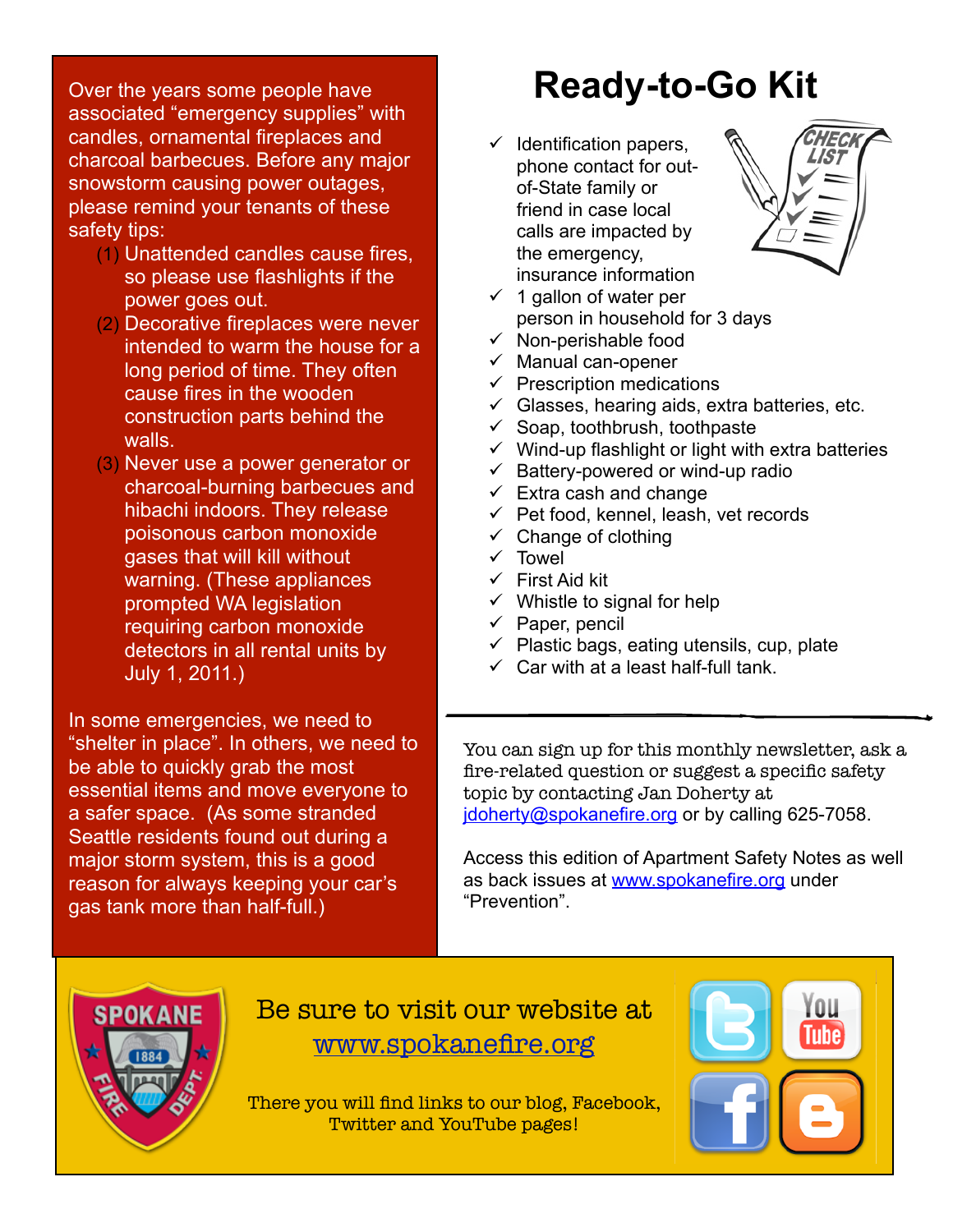Over the years some people have associated “emergency supplies” with candles, ornamental fireplaces and charcoal barbecues. Before any major snowstorm causing power outages, please remind your tenants of these safety tips:

(1) Unattended candles cause fires, so please use flashlights if the power goes out.

(2) Decorative fireplaces were never intended to warm the house for a long period of time. They often cause fires in the wooden construction parts behind the walls.

(3) Never use a power generator or charcoal-burning barbecues and hibachi indoors. They release poisonous carbon monoxide gases that will kill without warning. (These appliances prompted WA legislation requiring carbon monoxide detectors in all rental units by July 1, 2011.)

In some emergencies, we need to “shelter in place”. In others, we need to be able to quickly grab the most essential items and move everyone to a safer space. (As some stranded Seattle residents found out during a major storm system, this is a good reason for always keeping your car’s gas tank more than half-full.)

# Ready-to-Go Kit

- ✓ Identification papers, phone contact for out-of-State family or friend in case local calls are impacted by the emergency, insurance information
- ✓ 1 gallon of water per person in household for 3 days
- ✓ Non-perishable food
- ✓ Manual can-opener
- ✓ Prescription medications
- ✓ Glasses, hearing aids, extra batteries, etc.
- ✓ Soap, toothbrush, toothpaste
- ✓ Wind-up flashlight or light with extra batteries
- ✓ Battery-powered or wind-up radio
- ✓ Extra cash and change
- ✓ Pet food, kennel, leash, vet records
- ✓ Change of clothing
- ✓ Towel
- ✓ First Aid kit
- ✓ Whistle to signal for help
- ✓ Paper, pencil
- ✓ Plastic bags, eating utensils, cup, plate
- ✓ Car with at a least half-full tank.

---

You can sign up for this monthly newsletter, ask a fire-related question or suggest a specific safety topic by contacting Jan Doherty at jdoherty@spokanefire.org or by calling 625-7058.

Access this edition of Apartment Safety Notes as well as back issues at www.spokanefire.org under “Prevention”.

Be sure to visit our website at www.spokanefire.org

There you will find links to our blog, Facebook, Twitter and YouTube pages!